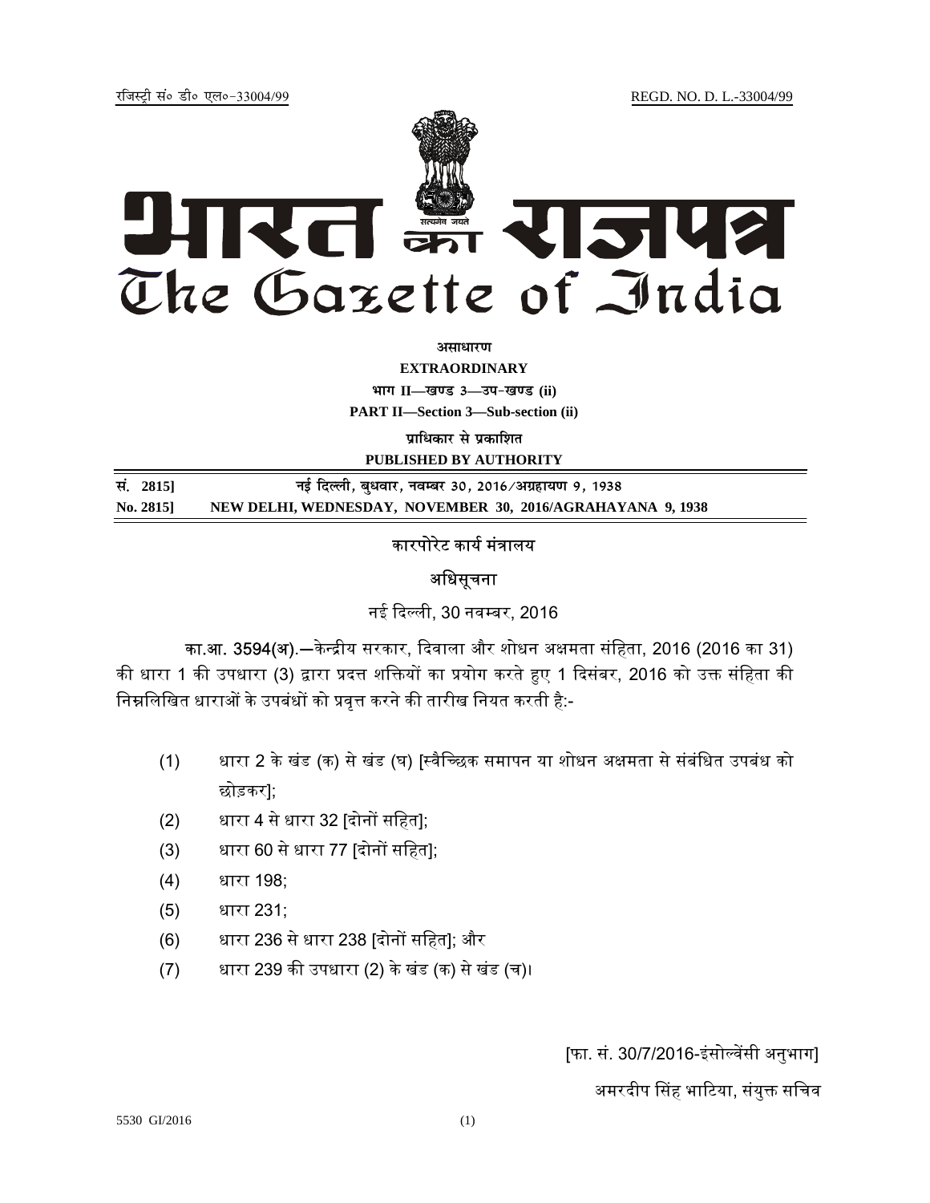रजिस्ट्री सं० डी० एल०-33004/99 REGD. NO. D. L.-33004/99

# भारत का राजपत्र
# The Gazette of India

**असाधारण**

**EXTRAORDINARY**

**भाग II—खण्ड 3—उप-खण्ड (ii)**

**PART II—Section 3—Sub-section (ii)**

**प्राधिकार से प्रकाशित**

**PUBLISHED BY AUTHORITY**

| सं. 2815] | नई दिल्ली, बुधवार, नवम्बर 30, 2016/अग्रहायण 9, 1938 |
|---|---|
| No. 2815] | NEW DELHI, WEDNESDAY, NOVEMBER 30, 2016/AGRAHAYANA 9, 1938 |

## कारपोरेट कार्य मंत्रालय

### अधिसूचना

नई दिल्ली, 30 नवम्बर, 2016

**का.आ. 3594(अ).**—केन्द्रीय सरकार, दिवाला और शोधन अक्षमता संहिता, 2016 (2016 का 31) की धारा 1 की उपधारा (3) द्वारा प्रदत्त शक्तियों का प्रयोग करते हुए 1 दिसंबर, 2016 को उक्त संहिता की निम्नलिखित धाराओं के उपबंधों को प्रवृत्त करने की तारीख नियत करती है:-

(1) धारा 2 के खंड (क) से खंड (घ) [स्वैच्छिक समापन या शोधन अक्षमता से संबंधित उपबंध को छोड़कर];

(2) धारा 4 से धारा 32 [दोनों सहित];

(3) धारा 60 से धारा 77 [दोनों सहित];

(4) धारा 198;

(5) धारा 231;

(6) धारा 236 से धारा 238 [दोनों सहित]; और

(7) धारा 239 की उपधारा (2) के खंड (क) से खंड (च)।

[फा. सं. 30/7/2016-इंसोल्वेंसी अनुभाग]

अमरदीप सिंह भाटिया, संयुक्त सचिव

5530 GI/2016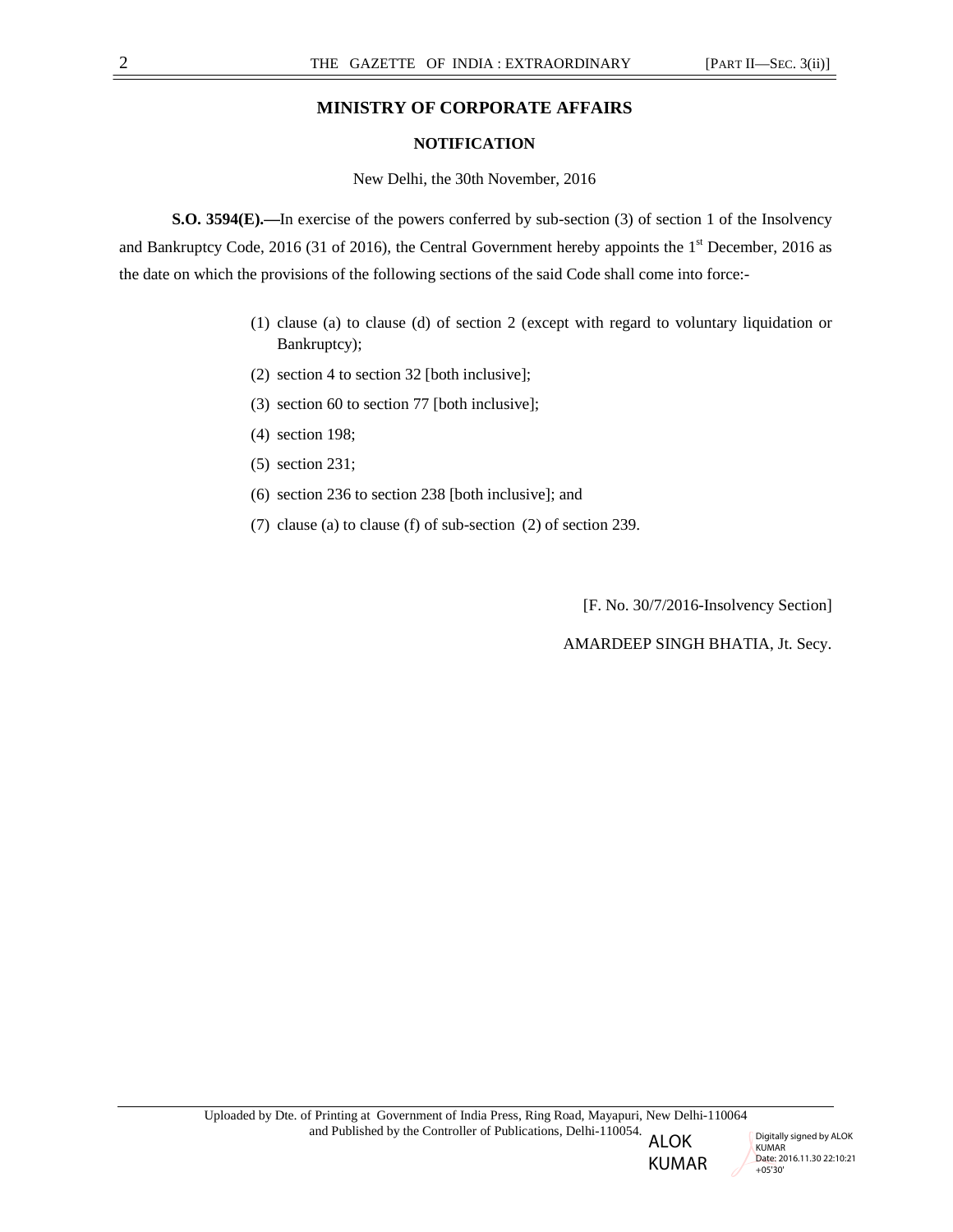## MINISTRY OF CORPORATE AFFAIRS

### NOTIFICATION

New Delhi, the 30th November, 2016

**S.O. 3594(E).—**In exercise of the powers conferred by sub-section (3) of section 1 of the Insolvency and Bankruptcy Code, 2016 (31 of 2016), the Central Government hereby appoints the 1st December, 2016 as the date on which the provisions of the following sections of the said Code shall come into force:-

(1) clause (a) to clause (d) of section 2 (except with regard to voluntary liquidation or Bankruptcy);

(2) section 4 to section 32 [both inclusive];

(3) section 60 to section 77 [both inclusive];

(4) section 198;

(5) section 231;

(6) section 236 to section 238 [both inclusive]; and

(7) clause (a) to clause (f) of sub-section (2) of section 239.

[F. No. 30/7/2016-Insolvency Section]

AMARDEEP SINGH BHATIA, Jt. Secy.

Uploaded by Dte. of Printing at Government of India Press, Ring Road, Mayapuri, New Delhi-110064 and Published by the Controller of Publications, Delhi-110054.

ALOK KUMAR

Digitally signed by ALOK KUMAR
Date: 2016.11.30 22:10:21 +05'30'